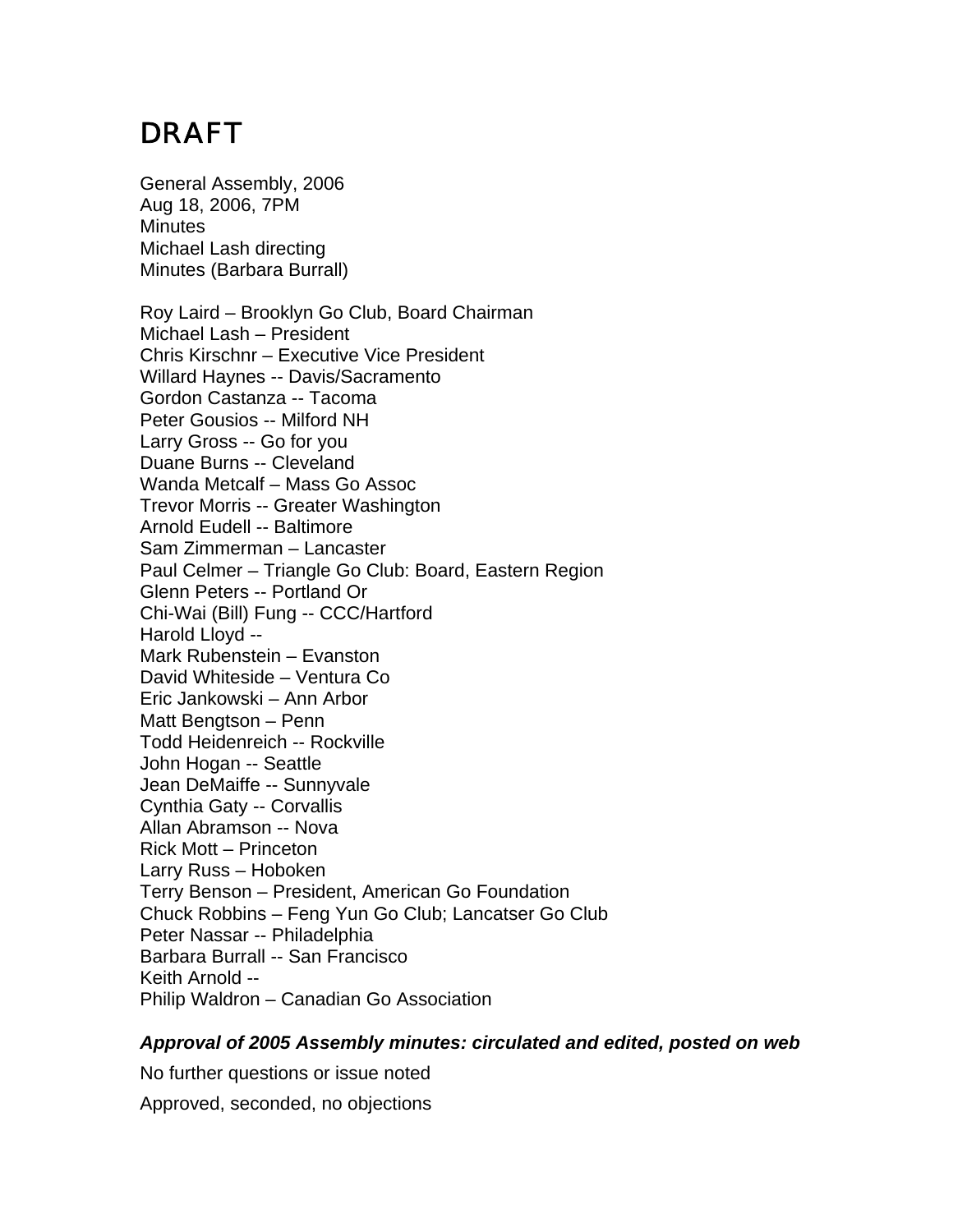# DRAFT

General Assembly, 2006
Aug 18, 2006, 7PM
Minutes
Michael Lash directing
Minutes (Barbara Burrall)

Roy Laird – Brooklyn Go Club, Board Chairman
Michael Lash – President
Chris Kirschnr – Executive Vice President
Willard Haynes -- Davis/Sacramento
Gordon Castanza -- Tacoma
Peter Gousios -- Milford NH
Larry Gross -- Go for you
Duane Burns -- Cleveland
Wanda Metcalf – Mass Go Assoc
Trevor Morris -- Greater Washington
Arnold Eudell -- Baltimore
Sam Zimmerman – Lancaster
Paul Celmer – Triangle Go Club: Board, Eastern Region
Glenn Peters -- Portland Or
Chi-Wai (Bill) Fung -- CCC/Hartford
Harold Lloyd --
Mark Rubenstein – Evanston
David Whiteside – Ventura Co
Eric Jankowski – Ann Arbor
Matt Bengtson – Penn
Todd Heidenreich -- Rockville
John Hogan -- Seattle
Jean DeMaiffe -- Sunnyvale
Cynthia Gaty -- Corvallis
Allan Abramson -- Nova
Rick Mott – Princeton
Larry Russ – Hoboken
Terry Benson – President, American Go Foundation
Chuck Robbins – Feng Yun Go Club; Lancatser Go Club
Peter Nassar -- Philadelphia
Barbara Burrall -- San Francisco
Keith Arnold --
Philip Waldron – Canadian Go Association

***Approval of 2005 Assembly minutes: circulated and edited, posted on web***

No further questions or issue noted

Approved, seconded, no objections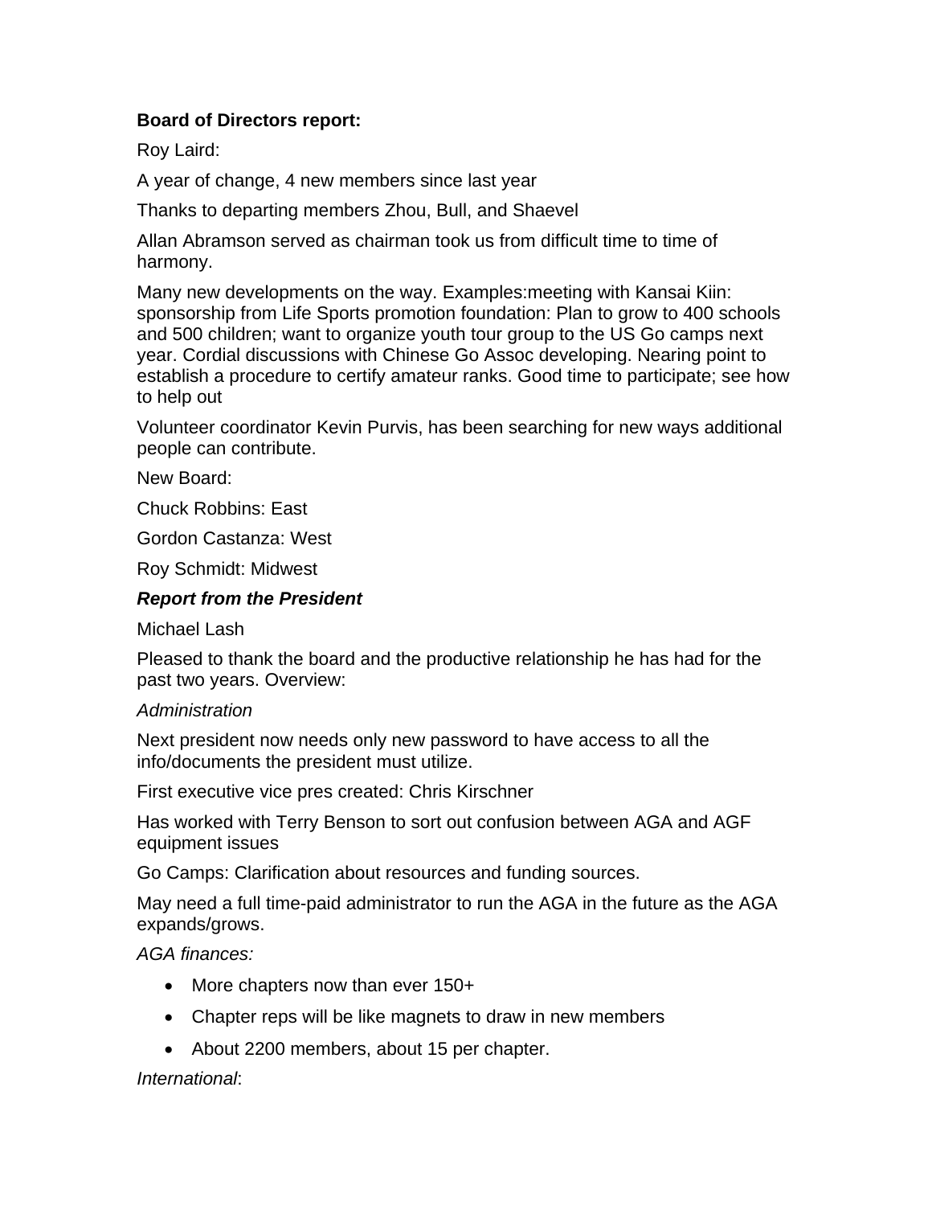**Board of Directors report:**

Roy Laird:

A year of change, 4 new members since last year

Thanks to departing members Zhou, Bull, and Shaevel

Allan Abramson served as chairman took us from difficult time to time of harmony.

Many new developments on the way. Examples:meeting with Kansai Kiin: sponsorship from Life Sports promotion foundation: Plan to grow to 400 schools and 500 children; want to organize youth tour group to the US Go camps next year. Cordial discussions with Chinese Go Assoc developing. Nearing point to establish a procedure to certify amateur ranks. Good time to participate; see how to help out

Volunteer coordinator Kevin Purvis, has been searching for new ways additional people can contribute.

New Board:

Chuck Robbins: East

Gordon Castanza: West

Roy Schmidt: Midwest

***Report from the President***

Michael Lash

Pleased to thank the board and the productive relationship he has had for the past two years. Overview:

*Administration*

Next president now needs only new password to have access to all the info/documents the president must utilize.

First executive vice pres created: Chris Kirschner

Has worked with Terry Benson to sort out confusion between AGA and AGF equipment issues

Go Camps: Clarification about resources and funding sources.

May need a full time-paid administrator to run the AGA in the future as the AGA expands/grows.

*AGA finances:*

- More chapters now than ever 150+
- Chapter reps will be like magnets to draw in new members
- About 2200 members, about 15 per chapter.

*International*: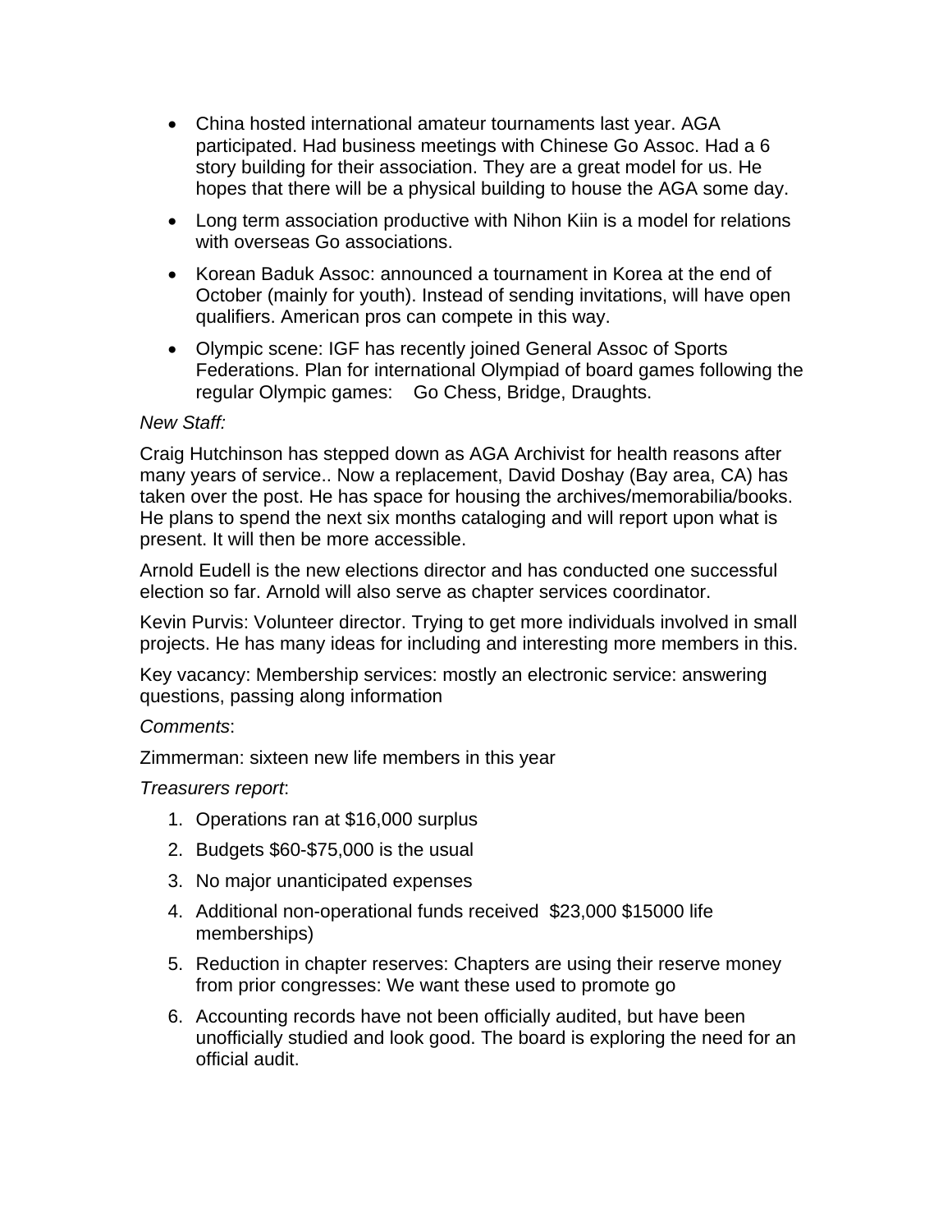- China hosted international amateur tournaments last year. AGA participated. Had business meetings with Chinese Go Assoc. Had a 6 story building for their association. They are a great model for us. He hopes that there will be a physical building to house the AGA some day.
- Long term association productive with Nihon Kiin is a model for relations with overseas Go associations.
- Korean Baduk Assoc: announced a tournament in Korea at the end of October (mainly for youth). Instead of sending invitations, will have open qualifiers. American pros can compete in this way.
- Olympic scene: IGF has recently joined General Assoc of Sports Federations. Plan for international Olympiad of board games following the regular Olympic games: Go Chess, Bridge, Draughts.

*New Staff:*

Craig Hutchinson has stepped down as AGA Archivist for health reasons after many years of service.. Now a replacement, David Doshay (Bay area, CA) has taken over the post. He has space for housing the archives/memorabilia/books. He plans to spend the next six months cataloging and will report upon what is present. It will then be more accessible.

Arnold Eudell is the new elections director and has conducted one successful election so far. Arnold will also serve as chapter services coordinator.

Kevin Purvis: Volunteer director. Trying to get more individuals involved in small projects. He has many ideas for including and interesting more members in this.

Key vacancy: Membership services: mostly an electronic service: answering questions, passing along information

*Comments*:

Zimmerman: sixteen new life members in this year

*Treasurers report*:

1. Operations ran at $16,000 surplus
2. Budgets $60-$75,000 is the usual
3. No major unanticipated expenses
4. Additional non-operational funds received $23,000 $15000 life memberships)
5. Reduction in chapter reserves: Chapters are using their reserve money from prior congresses: We want these used to promote go
6. Accounting records have not been officially audited, but have been unofficially studied and look good. The board is exploring the need for an official audit.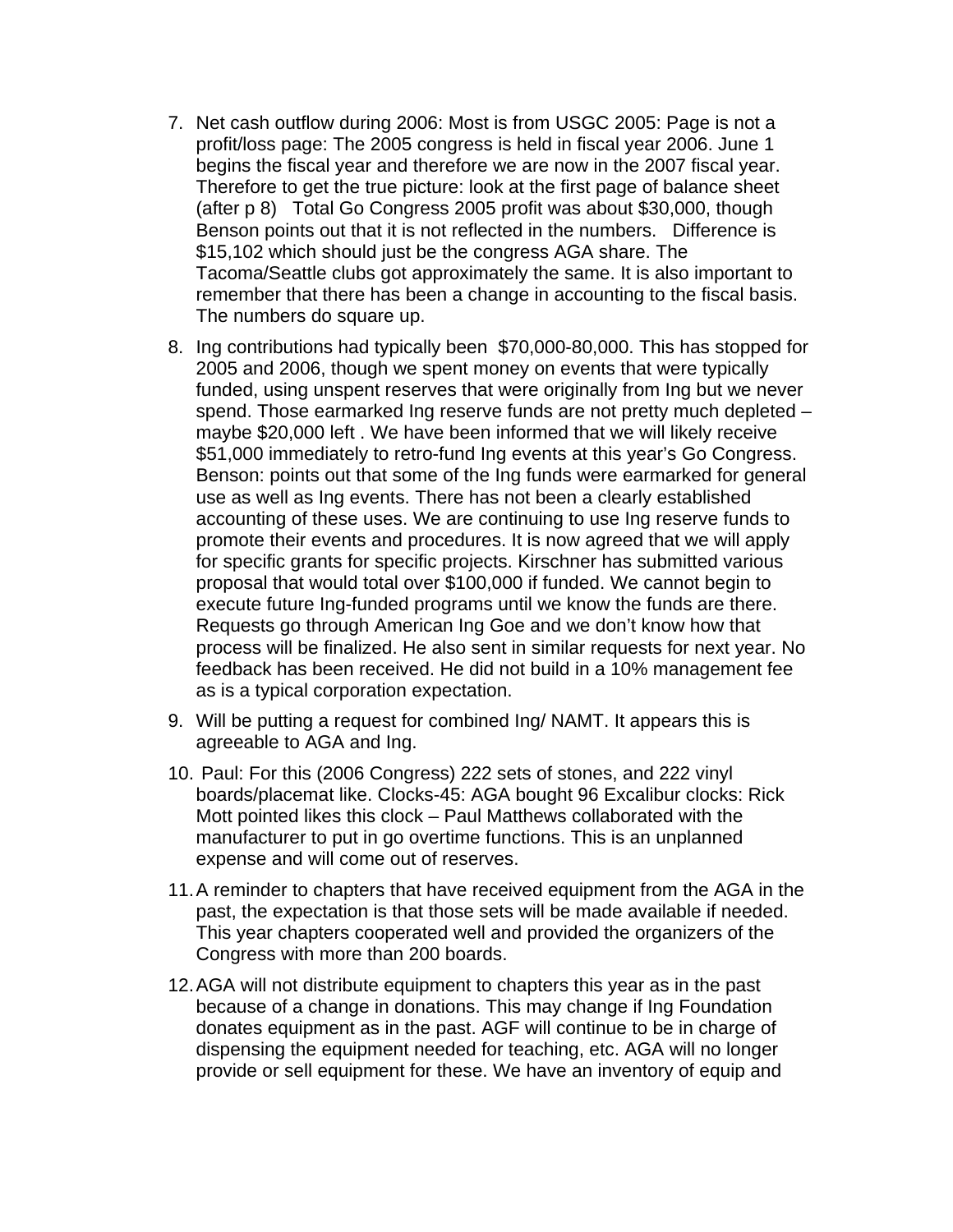7. Net cash outflow during 2006: Most is from USGC 2005: Page is not a profit/loss page: The 2005 congress is held in fiscal year 2006. June 1 begins the fiscal year and therefore we are now in the 2007 fiscal year. Therefore to get the true picture: look at the first page of balance sheet (after p 8) Total Go Congress 2005 profit was about $30,000, though Benson points out that it is not reflected in the numbers. Difference is $15,102 which should just be the congress AGA share. The Tacoma/Seattle clubs got approximately the same. It is also important to remember that there has been a change in accounting to the fiscal basis. The numbers do square up.
8. Ing contributions had typically been $70,000-80,000. This has stopped for 2005 and 2006, though we spent money on events that were typically funded, using unspent reserves that were originally from Ing but we never spend. Those earmarked Ing reserve funds are not pretty much depleted – maybe $20,000 left . We have been informed that we will likely receive $51,000 immediately to retro-fund Ing events at this year's Go Congress. Benson: points out that some of the Ing funds were earmarked for general use as well as Ing events. There has not been a clearly established accounting of these uses. We are continuing to use Ing reserve funds to promote their events and procedures. It is now agreed that we will apply for specific grants for specific projects. Kirschner has submitted various proposal that would total over $100,000 if funded. We cannot begin to execute future Ing-funded programs until we know the funds are there. Requests go through American Ing Goe and we don't know how that process will be finalized. He also sent in similar requests for next year. No feedback has been received. He did not build in a 10% management fee as is a typical corporation expectation.
9. Will be putting a request for combined Ing/ NAMT. It appears this is agreeable to AGA and Ing.
10. Paul: For this (2006 Congress) 222 sets of stones, and 222 vinyl boards/placemat like. Clocks-45: AGA bought 96 Excalibur clocks: Rick Mott pointed likes this clock – Paul Matthews collaborated with the manufacturer to put in go overtime functions. This is an unplanned expense and will come out of reserves.
11. A reminder to chapters that have received equipment from the AGA in the past, the expectation is that those sets will be made available if needed. This year chapters cooperated well and provided the organizers of the Congress with more than 200 boards.
12. AGA will not distribute equipment to chapters this year as in the past because of a change in donations. This may change if Ing Foundation donates equipment as in the past. AGF will continue to be in charge of dispensing the equipment needed for teaching, etc. AGA will no longer provide or sell equipment for these. We have an inventory of equip and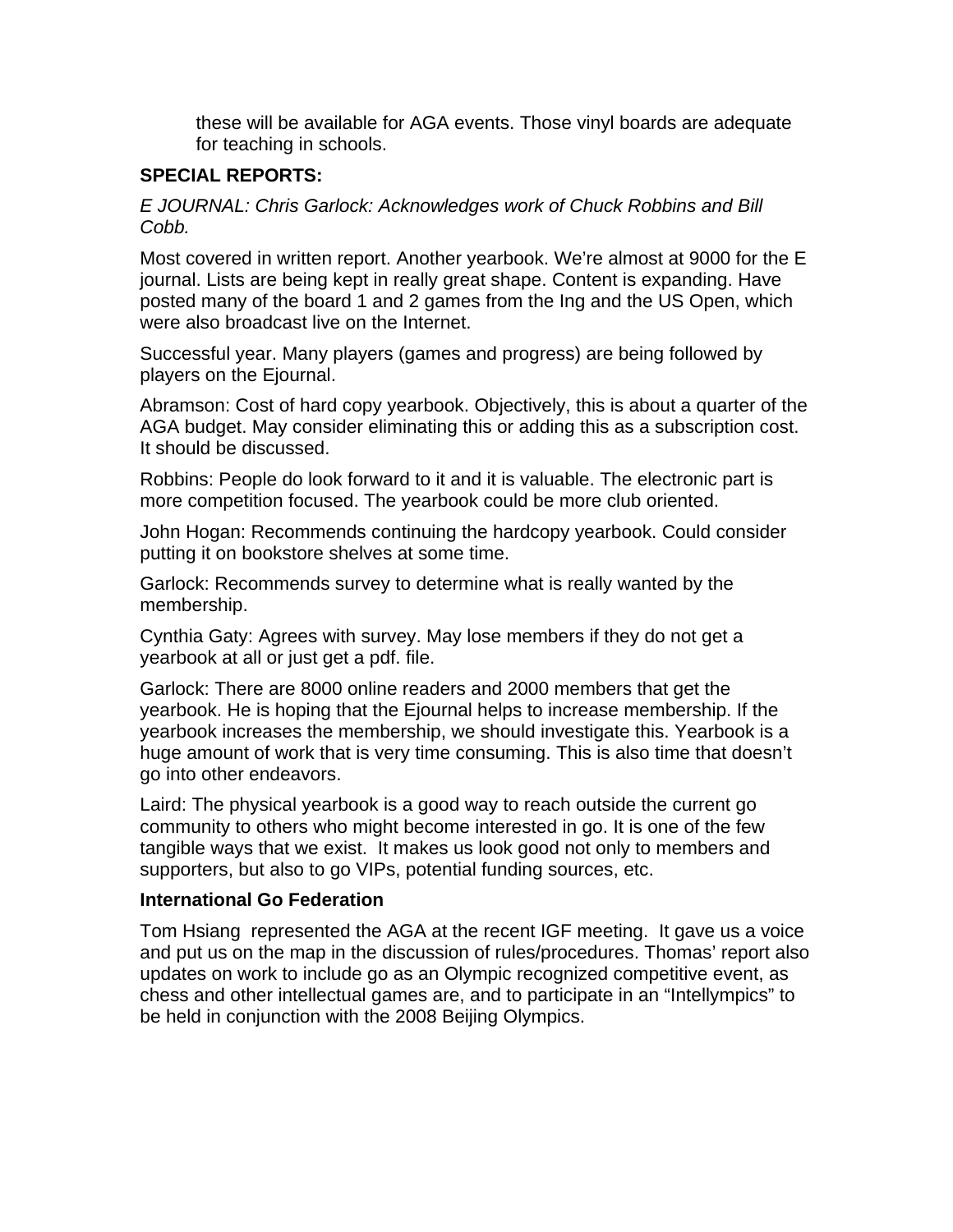these will be available for AGA events. Those vinyl boards are adequate for teaching in schools.

**SPECIAL REPORTS:**

*E JOURNAL: Chris Garlock: Acknowledges work of Chuck Robbins and Bill Cobb.*

Most covered in written report. Another yearbook. We're almost at 9000 for the E journal. Lists are being kept in really great shape. Content is expanding. Have posted many of the board 1 and 2 games from the Ing and the US Open, which were also broadcast live on the Internet.

Successful year. Many players (games and progress) are being followed by players on the Ejournal.

Abramson: Cost of hard copy yearbook. Objectively, this is about a quarter of the AGA budget. May consider eliminating this or adding this as a subscription cost. It should be discussed.

Robbins: People do look forward to it and it is valuable. The electronic part is more competition focused. The yearbook could be more club oriented.

John Hogan: Recommends continuing the hardcopy yearbook. Could consider putting it on bookstore shelves at some time.

Garlock: Recommends survey to determine what is really wanted by the membership.

Cynthia Gaty: Agrees with survey. May lose members if they do not get a yearbook at all or just get a pdf. file.

Garlock: There are 8000 online readers and 2000 members that get the yearbook. He is hoping that the Ejournal helps to increase membership. If the yearbook increases the membership, we should investigate this. Yearbook is a huge amount of work that is very time consuming. This is also time that doesn't go into other endeavors.

Laird: The physical yearbook is a good way to reach outside the current go community to others who might become interested in go. It is one of the few tangible ways that we exist. It makes us look good not only to members and supporters, but also to go VIPs, potential funding sources, etc.

**International Go Federation**

Tom Hsiang represented the AGA at the recent IGF meeting. It gave us a voice and put us on the map in the discussion of rules/procedures. Thomas' report also updates on work to include go as an Olympic recognized competitive event, as chess and other intellectual games are, and to participate in an "Intellympics" to be held in conjunction with the 2008 Beijing Olympics.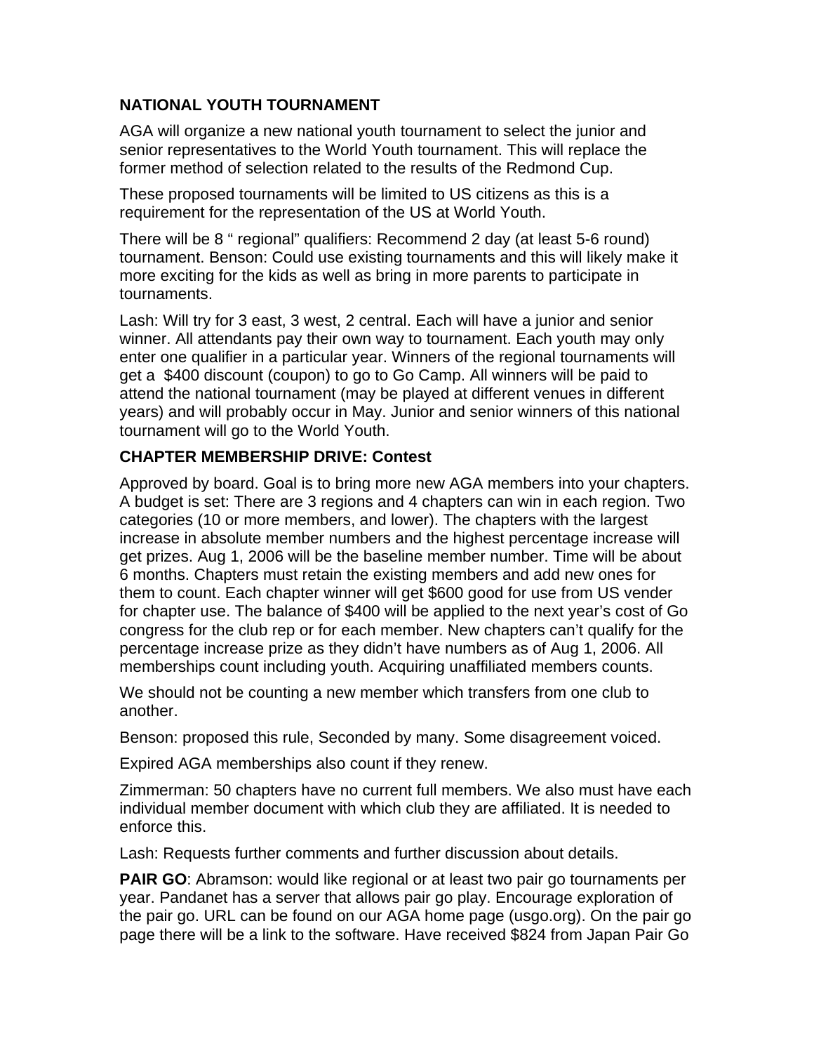**NATIONAL YOUTH TOURNAMENT**

AGA will organize a new national youth tournament to select the junior and senior representatives to the World Youth tournament. This will replace the former method of selection related to the results of the Redmond Cup.

These proposed tournaments will be limited to US citizens as this is a requirement for the representation of the US at World Youth.

There will be 8 " regional" qualifiers: Recommend 2 day (at least 5-6 round) tournament. Benson: Could use existing tournaments and this will likely make it more exciting for the kids as well as bring in more parents to participate in tournaments.

Lash: Will try for 3 east, 3 west, 2 central. Each will have a junior and senior winner. All attendants pay their own way to tournament. Each youth may only enter one qualifier in a particular year. Winners of the regional tournaments will get a $400 discount (coupon) to go to Go Camp. All winners will be paid to attend the national tournament (may be played at different venues in different years) and will probably occur in May. Junior and senior winners of this national tournament will go to the World Youth.

**CHAPTER MEMBERSHIP DRIVE: Contest**

Approved by board. Goal is to bring more new AGA members into your chapters. A budget is set: There are 3 regions and 4 chapters can win in each region. Two categories (10 or more members, and lower). The chapters with the largest increase in absolute member numbers and the highest percentage increase will get prizes. Aug 1, 2006 will be the baseline member number. Time will be about 6 months. Chapters must retain the existing members and add new ones for them to count. Each chapter winner will get $600 good for use from US vender for chapter use. The balance of $400 will be applied to the next year's cost of Go congress for the club rep or for each member. New chapters can't qualify for the percentage increase prize as they didn't have numbers as of Aug 1, 2006. All memberships count including youth. Acquiring unaffiliated members counts.

We should not be counting a new member which transfers from one club to another.

Benson: proposed this rule, Seconded by many. Some disagreement voiced.

Expired AGA memberships also count if they renew.

Zimmerman: 50 chapters have no current full members. We also must have each individual member document with which club they are affiliated. It is needed to enforce this.

Lash: Requests further comments and further discussion about details.

**PAIR GO**: Abramson: would like regional or at least two pair go tournaments per year. Pandanet has a server that allows pair go play. Encourage exploration of the pair go. URL can be found on our AGA home page (usgo.org). On the pair go page there will be a link to the software. Have received $824 from Japan Pair Go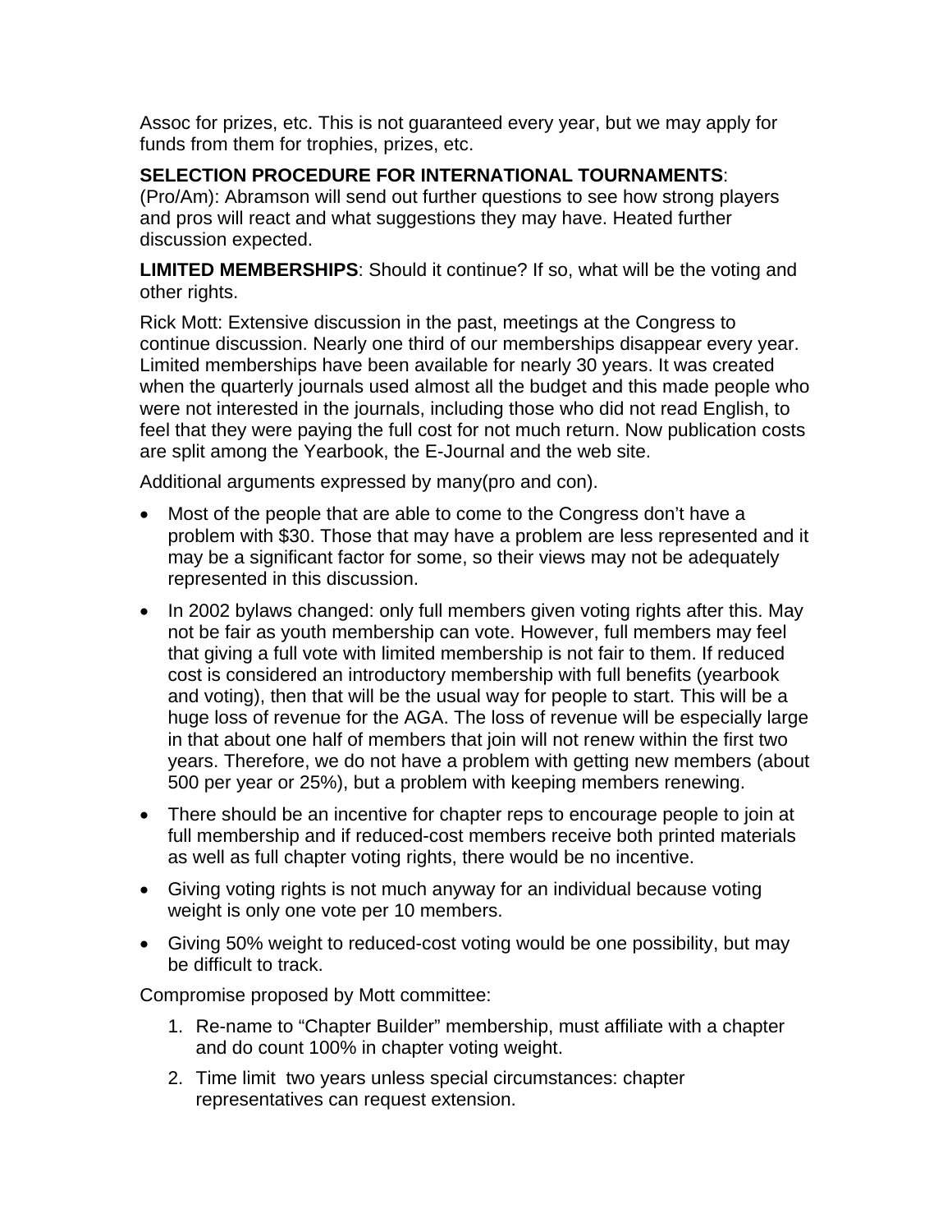Assoc for prizes, etc. This is not guaranteed every year, but we may apply for funds from them for trophies, prizes, etc.

**SELECTION PROCEDURE FOR INTERNATIONAL TOURNAMENTS**: (Pro/Am): Abramson will send out further questions to see how strong players and pros will react and what suggestions they may have. Heated further discussion expected.

**LIMITED MEMBERSHIPS**: Should it continue? If so, what will be the voting and other rights.

Rick Mott: Extensive discussion in the past, meetings at the Congress to continue discussion. Nearly one third of our memberships disappear every year. Limited memberships have been available for nearly 30 years. It was created when the quarterly journals used almost all the budget and this made people who were not interested in the journals, including those who did not read English, to feel that they were paying the full cost for not much return. Now publication costs are split among the Yearbook, the E-Journal and the web site.

Additional arguments expressed by many(pro and con).

- Most of the people that are able to come to the Congress don't have a problem with $30. Those that may have a problem are less represented and it may be a significant factor for some, so their views may not be adequately represented in this discussion.
- In 2002 bylaws changed: only full members given voting rights after this. May not be fair as youth membership can vote. However, full members may feel that giving a full vote with limited membership is not fair to them. If reduced cost is considered an introductory membership with full benefits (yearbook and voting), then that will be the usual way for people to start. This will be a huge loss of revenue for the AGA. The loss of revenue will be especially large in that about one half of members that join will not renew within the first two years. Therefore, we do not have a problem with getting new members (about 500 per year or 25%), but a problem with keeping members renewing.
- There should be an incentive for chapter reps to encourage people to join at full membership and if reduced-cost members receive both printed materials as well as full chapter voting rights, there would be no incentive.
- Giving voting rights is not much anyway for an individual because voting weight is only one vote per 10 members.
- Giving 50% weight to reduced-cost voting would be one possibility, but may be difficult to track.

Compromise proposed by Mott committee:

1. Re-name to "Chapter Builder" membership, must affiliate with a chapter and do count 100% in chapter voting weight.
2. Time limit two years unless special circumstances: chapter representatives can request extension.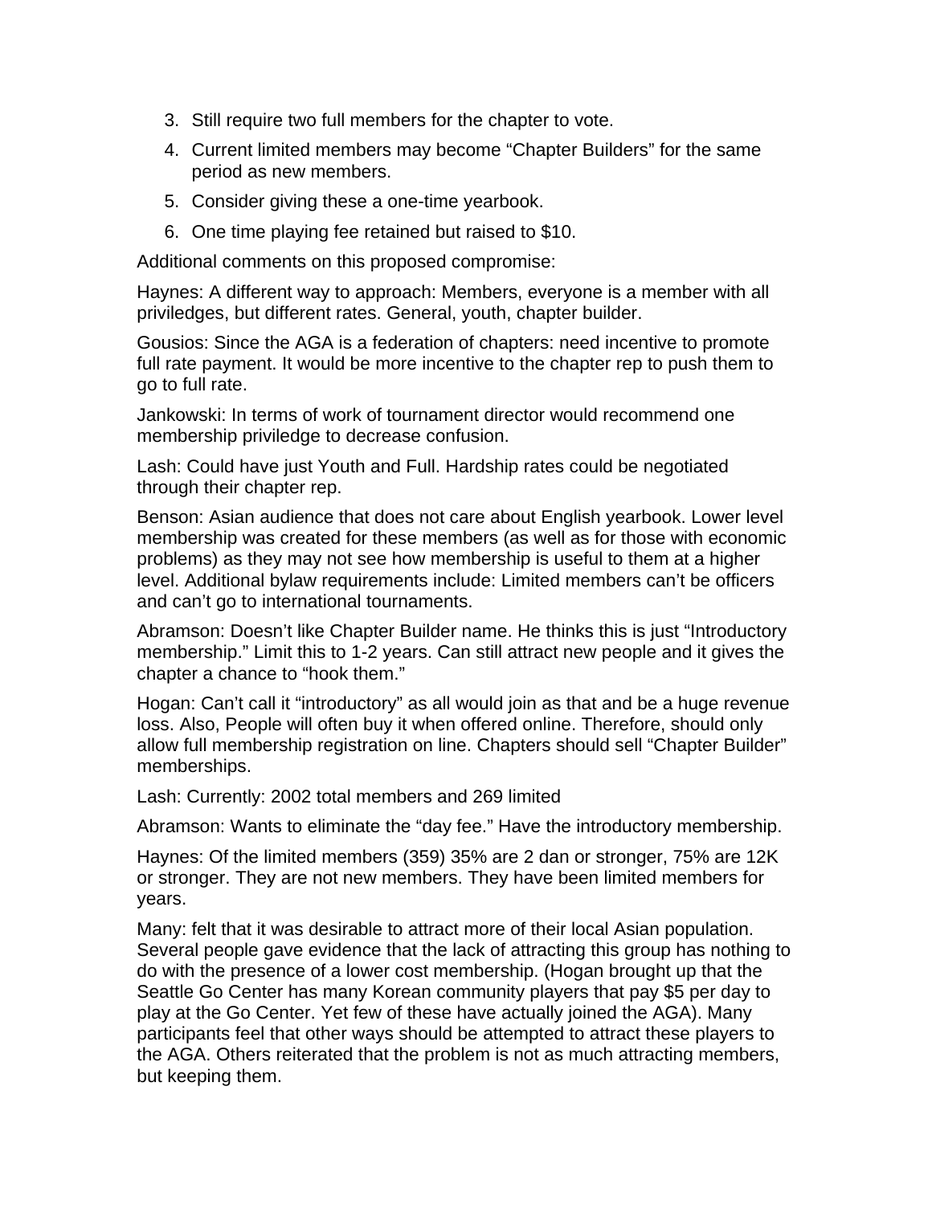3. Still require two full members for the chapter to vote.
4. Current limited members may become "Chapter Builders" for the same period as new members.
5. Consider giving these a one-time yearbook.
6. One time playing fee retained but raised to $10.

Additional comments on this proposed compromise:

Haynes: A different way to approach: Members, everyone is a member with all priviledges, but different rates. General, youth, chapter builder.

Gousios: Since the AGA is a federation of chapters: need incentive to promote full rate payment. It would be more incentive to the chapter rep to push them to go to full rate.

Jankowski: In terms of work of tournament director would recommend one membership priviledge to decrease confusion.

Lash: Could have just Youth and Full. Hardship rates could be negotiated through their chapter rep.

Benson: Asian audience that does not care about English yearbook. Lower level membership was created for these members (as well as for those with economic problems) as they may not see how membership is useful to them at a higher level. Additional bylaw requirements include: Limited members can't be officers and can't go to international tournaments.

Abramson: Doesn't like Chapter Builder name. He thinks this is just "Introductory membership." Limit this to 1-2 years. Can still attract new people and it gives the chapter a chance to "hook them."

Hogan: Can't call it "introductory" as all would join as that and be a huge revenue loss. Also, People will often buy it when offered online. Therefore, should only allow full membership registration on line. Chapters should sell "Chapter Builder" memberships.

Lash: Currently: 2002 total members and 269 limited

Abramson: Wants to eliminate the "day fee." Have the introductory membership.

Haynes: Of the limited members (359) 35% are 2 dan or stronger, 75% are 12K or stronger. They are not new members. They have been limited members for years.

Many: felt that it was desirable to attract more of their local Asian population. Several people gave evidence that the lack of attracting this group has nothing to do with the presence of a lower cost membership. (Hogan brought up that the Seattle Go Center has many Korean community players that pay $5 per day to play at the Go Center. Yet few of these have actually joined the AGA). Many participants feel that other ways should be attempted to attract these players to the AGA. Others reiterated that the problem is not as much attracting members, but keeping them.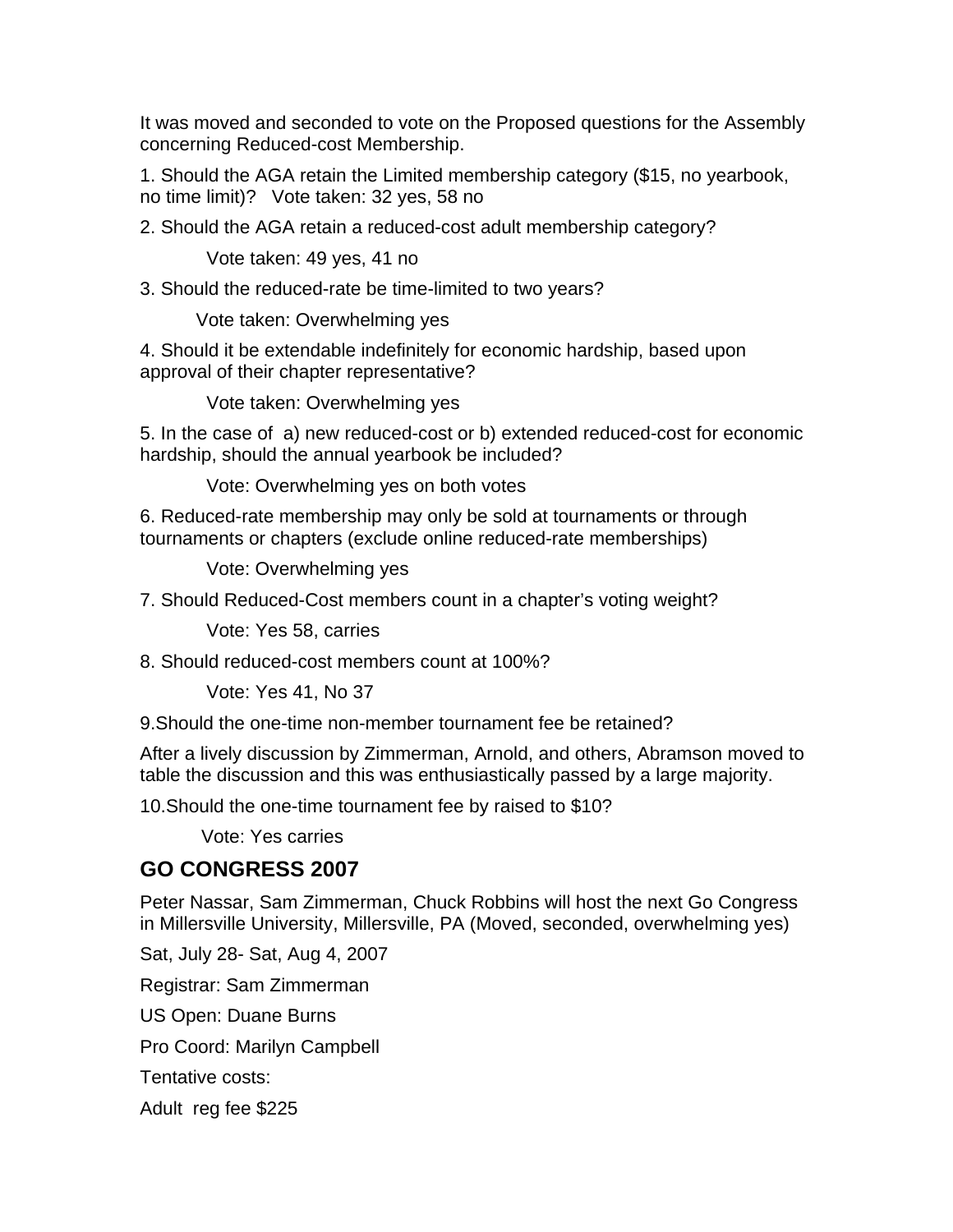It was moved and seconded to vote on the Proposed questions for the Assembly concerning Reduced-cost Membership.

1. Should the AGA retain the Limited membership category ($15, no yearbook, no time limit)?   Vote taken: 32 yes, 58 no

2. Should the AGA retain a reduced-cost adult membership category?

   Vote taken: 49 yes, 41 no

3. Should the reduced-rate be time-limited to two years?

   Vote taken: Overwhelming yes

4. Should it be extendable indefinitely for economic hardship, based upon approval of their chapter representative?

   Vote taken: Overwhelming yes

5. In the case of  a) new reduced-cost or b) extended reduced-cost for economic hardship, should the annual yearbook be included?

   Vote: Overwhelming yes on both votes

6. Reduced-rate membership may only be sold at tournaments or through tournaments or chapters (exclude online reduced-rate memberships)

   Vote: Overwhelming yes

7. Should Reduced-Cost members count in a chapter's voting weight?

   Vote: Yes 58, carries

8. Should reduced-cost members count at 100%?

   Vote: Yes 41, No 37

9.Should the one-time non-member tournament fee be retained?

After a lively discussion by Zimmerman, Arnold, and others, Abramson moved to table the discussion and this was enthusiastically passed by a large majority.

10.Should the one-time tournament fee by raised to $10?

   Vote: Yes carries

## GO CONGRESS 2007

Peter Nassar, Sam Zimmerman, Chuck Robbins will host the next Go Congress in Millersville University, Millersville, PA (Moved, seconded, overwhelming yes)

Sat, July 28- Sat, Aug 4, 2007

Registrar: Sam Zimmerman

US Open: Duane Burns

Pro Coord: Marilyn Campbell

Tentative costs:

Adult  reg fee $225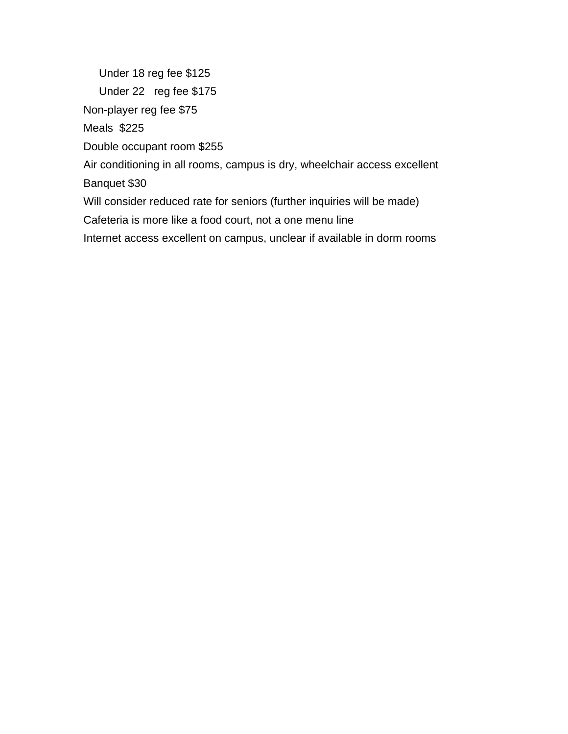- Under 18 reg fee $125
- Under 22 reg fee $175

Non-player reg fee $75

Meals $225

Double occupant room $255

Air conditioning in all rooms, campus is dry, wheelchair access excellent

Banquet $30

Will consider reduced rate for seniors (further inquiries will be made)

Cafeteria is more like a food court, not a one menu line

Internet access excellent on campus, unclear if available in dorm rooms